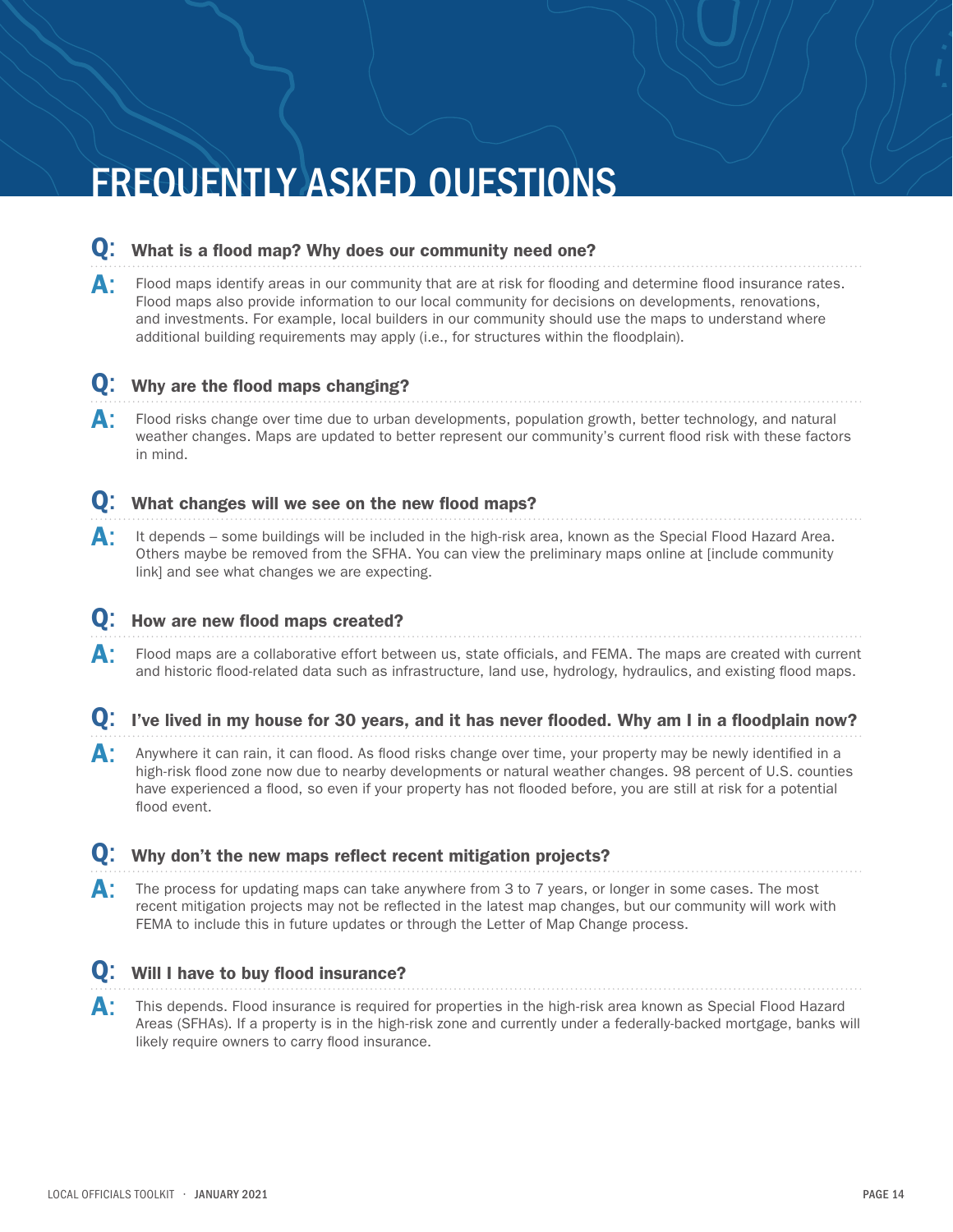# FREQUENTLY ASKED QUESTIONS

**Q: What is a flood map? Why does our community need one?**

**A:** Flood maps identify areas in our community that are at risk for flooding and determine flood insurance rates. Flood maps also provide information to our local community for decisions on developments, renovations, and investments. For example, local builders in our community should use the maps to understand where additional building requirements may apply (i.e., for structures within the floodplain).

**Q: Why are the flood maps changing?**

**A:** Flood risks change over time due to urban developments, population growth, better technology, and natural weather changes. Maps are updated to better represent our community's current flood risk with these factors in mind.

**Q: What changes will we see on the new flood maps?**

**A:** It depends – some buildings will be included in the high-risk area, known as the Special Flood Hazard Area. Others maybe be removed from the SFHA. You can view the preliminary maps online at [include community link] and see what changes we are expecting.

**Q: How are new flood maps created?**

**A:** Flood maps are a collaborative effort between us, state officials, and FEMA. The maps are created with current and historic flood-related data such as infrastructure, land use, hydrology, hydraulics, and existing flood maps.

**Q: I've lived in my house for 30 years, and it has never flooded. Why am I in a floodplain now?**

**A:** Anywhere it can rain, it can flood. As flood risks change over time, your property may be newly identified in a high-risk flood zone now due to nearby developments or natural weather changes. 98 percent of U.S. counties have experienced a flood, so even if your property has not flooded before, you are still at risk for a potential flood event.

**Q: Why don't the new maps reflect recent mitigation projects?**

**A:** The process for updating maps can take anywhere from 3 to 7 years, or longer in some cases. The most recent mitigation projects may not be reflected in the latest map changes, but our community will work with FEMA to include this in future updates or through the Letter of Map Change process.

**Q: Will I have to buy flood insurance?**

**A:** This depends. Flood insurance is required for properties in the high-risk area known as Special Flood Hazard Areas (SFHAs). If a property is in the high-risk zone and currently under a federally-backed mortgage, banks will likely require owners to carry flood insurance.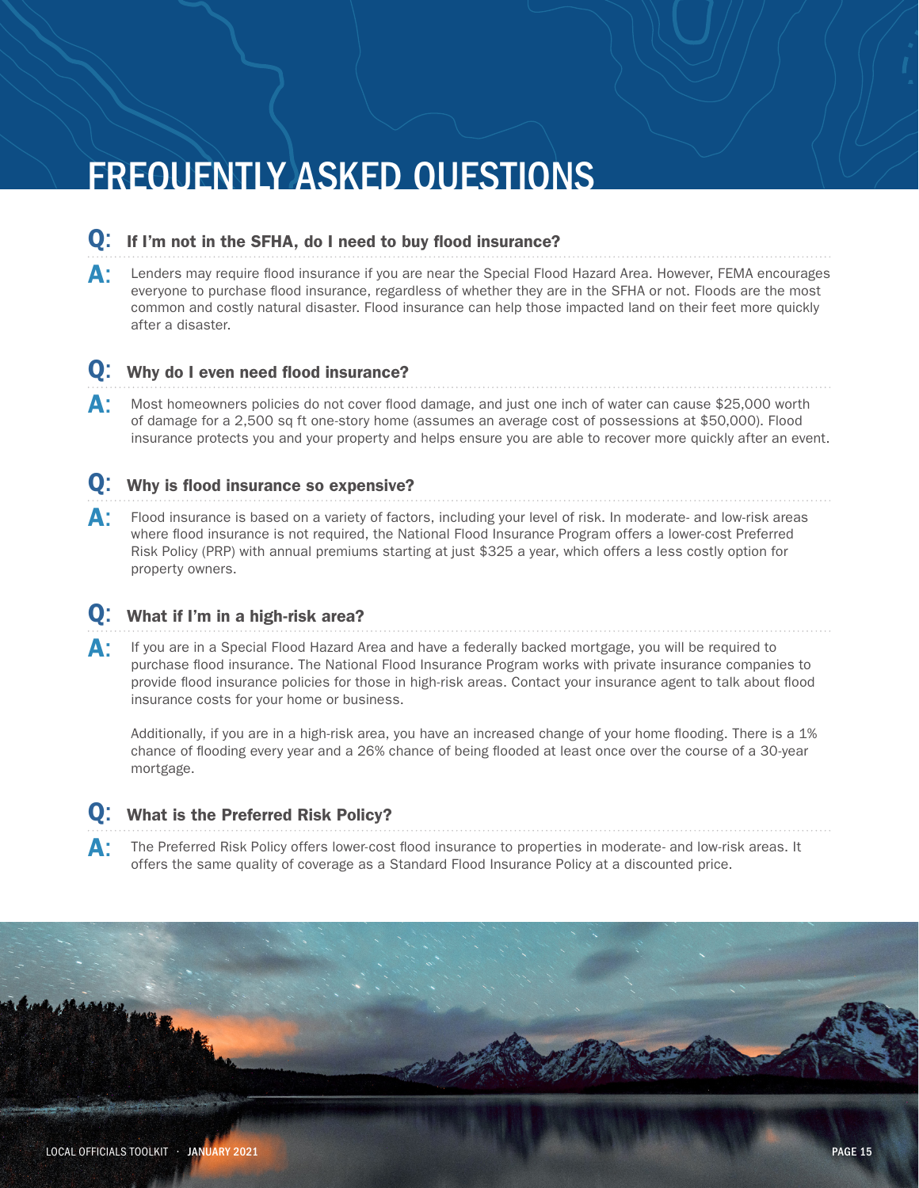# FREQUENTLY ASKED QUESTIONS

**Q: If I'm not in the SFHA, do I need to buy flood insurance?**

**A:** Lenders may require flood insurance if you are near the Special Flood Hazard Area. However, FEMA encourages everyone to purchase flood insurance, regardless of whether they are in the SFHA or not. Floods are the most common and costly natural disaster. Flood insurance can help those impacted land on their feet more quickly after a disaster.

**Q: Why do I even need flood insurance?**

**A:** Most homeowners policies do not cover flood damage, and just one inch of water can cause $25,000 worth of damage for a 2,500 sq ft one-story home (assumes an average cost of possessions at $50,000). Flood insurance protects you and your property and helps ensure you are able to recover more quickly after an event.

**Q: Why is flood insurance so expensive?**

**A:** Flood insurance is based on a variety of factors, including your level of risk. In moderate- and low-risk areas where flood insurance is not required, the National Flood Insurance Program offers a lower-cost Preferred Risk Policy (PRP) with annual premiums starting at just $325 a year, which offers a less costly option for property owners.

**Q: What if I'm in a high-risk area?**

**A:** If you are in a Special Flood Hazard Area and have a federally backed mortgage, you will be required to purchase flood insurance. The National Flood Insurance Program works with private insurance companies to provide flood insurance policies for those in high-risk areas. Contact your insurance agent to talk about flood insurance costs for your home or business.

Additionally, if you are in a high-risk area, you have an increased change of your home flooding. There is a 1% chance of flooding every year and a 26% chance of being flooded at least once over the course of a 30-year mortgage.

**Q: What is the Preferred Risk Policy?**

**A:** The Preferred Risk Policy offers lower-cost flood insurance to properties in moderate- and low-risk areas. It offers the same quality of coverage as a Standard Flood Insurance Policy at a discounted price.